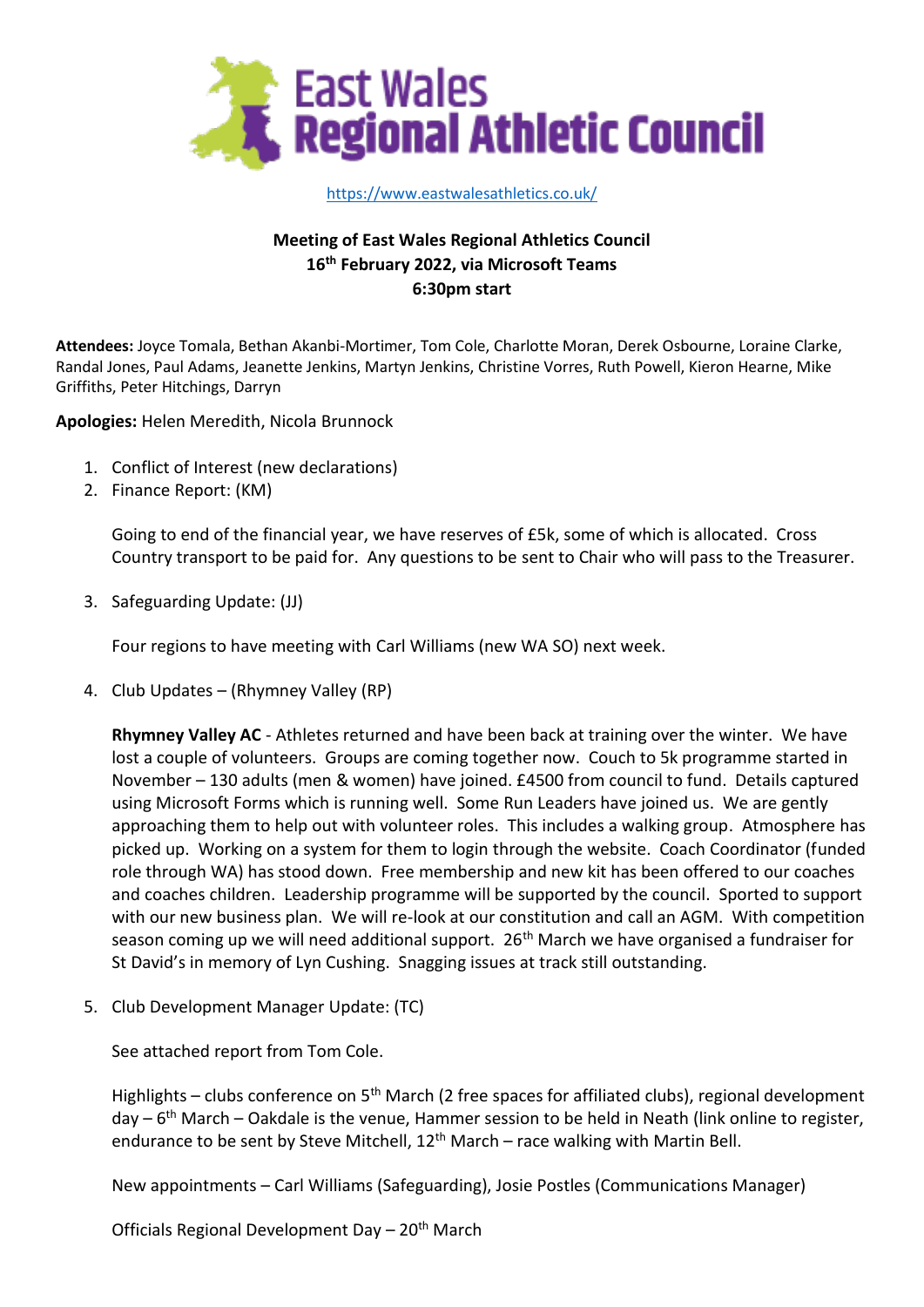# East Wales Regional Athletic Council

https://www.eastwalesathletics.co.uk/

**Meeting of East Wales Regional Athletics Council**
**16th February 2022, via Microsoft Teams**
**6:30pm start**

**Attendees:** Joyce Tomala, Bethan Akanbi-Mortimer, Tom Cole, Charlotte Moran, Derek Osbourne, Loraine Clarke, Randal Jones, Paul Adams, Jeanette Jenkins, Martyn Jenkins, Christine Vorres, Ruth Powell, Kieron Hearne, Mike Griffiths, Peter Hitchings, Darryn

**Apologies:** Helen Meredith, Nicola Brunnock

1. Conflict of Interest (new declarations)
2. Finance Report: (KM)

   Going to end of the financial year, we have reserves of £5k, some of which is allocated. Cross Country transport to be paid for. Any questions to be sent to Chair who will pass to the Treasurer.

3. Safeguarding Update: (JJ)

   Four regions to have meeting with Carl Williams (new WA SO) next week.

4. Club Updates – (Rhymney Valley (RP)

   **Rhymney Valley AC** - Athletes returned and have been back at training over the winter. We have lost a couple of volunteers. Groups are coming together now. Couch to 5k programme started in November – 130 adults (men & women) have joined. £4500 from council to fund. Details captured using Microsoft Forms which is running well. Some Run Leaders have joined us. We are gently approaching them to help out with volunteer roles. This includes a walking group. Atmosphere has picked up. Working on a system for them to login through the website. Coach Coordinator (funded role through WA) has stood down. Free membership and new kit has been offered to our coaches and coaches children. Leadership programme will be supported by the council. Sported to support with our new business plan. We will re-look at our constitution and call an AGM. With competition season coming up we will need additional support. 26th March we have organised a fundraiser for St David's in memory of Lyn Cushing. Snagging issues at track still outstanding.

5. Club Development Manager Update: (TC)

   See attached report from Tom Cole.

   Highlights – clubs conference on 5th March (2 free spaces for affiliated clubs), regional development day – 6th March – Oakdale is the venue, Hammer session to be held in Neath (link online to register, endurance to be sent by Steve Mitchell, 12th March – race walking with Martin Bell.

   New appointments – Carl Williams (Safeguarding), Josie Postles (Communications Manager)

   Officials Regional Development Day – 20th March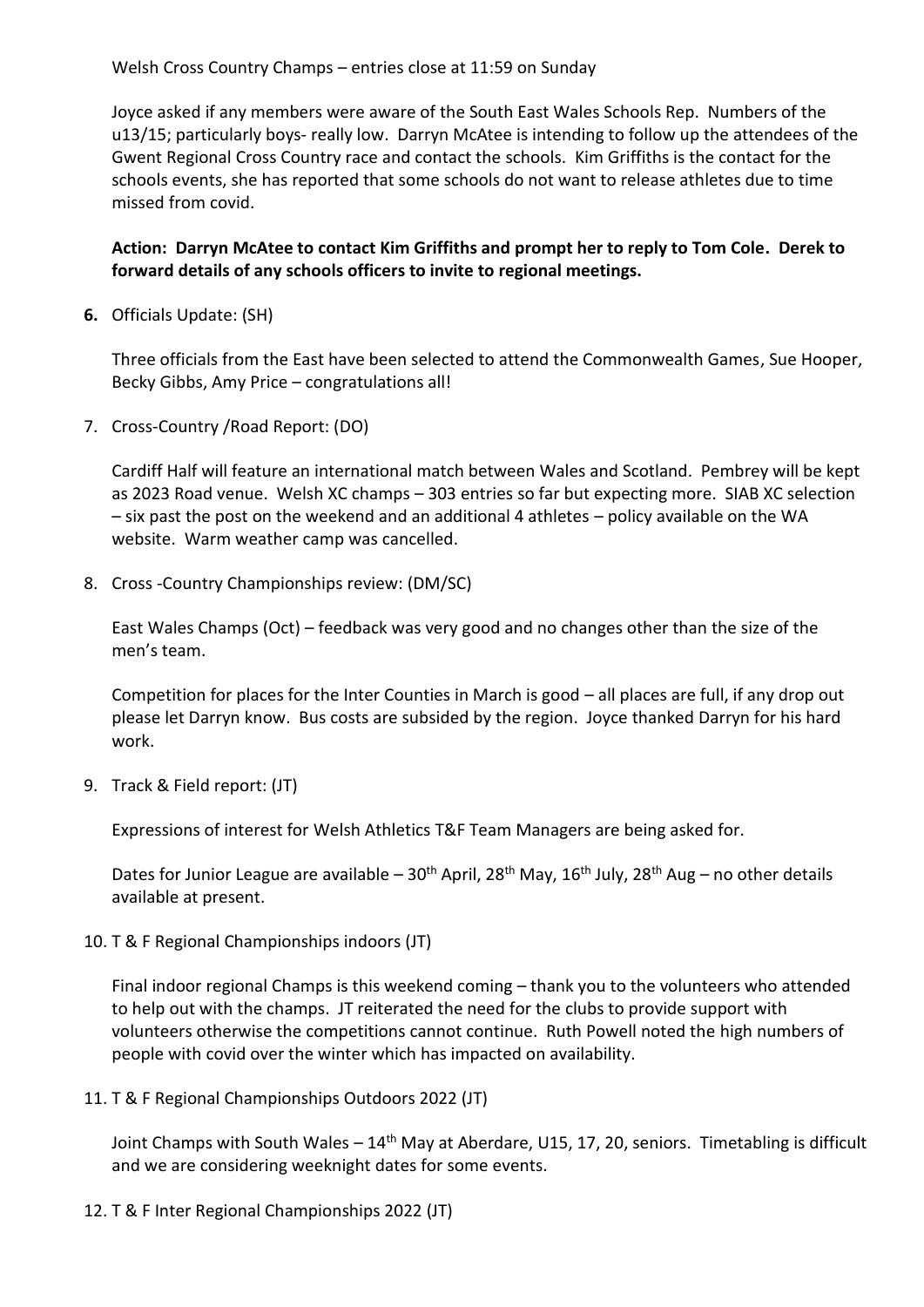Welsh Cross Country Champs – entries close at 11:59 on Sunday

Joyce asked if any members were aware of the South East Wales Schools Rep. Numbers of the u13/15; particularly boys- really low. Darryn McAtee is intending to follow up the attendees of the Gwent Regional Cross Country race and contact the schools. Kim Griffiths is the contact for the schools events, she has reported that some schools do not want to release athletes due to time missed from covid.

**Action: Darryn McAtee to contact Kim Griffiths and prompt her to reply to Tom Cole. Derek to forward details of any schools officers to invite to regional meetings.**

6. Officials Update: (SH)

   Three officials from the East have been selected to attend the Commonwealth Games, Sue Hooper, Becky Gibbs, Amy Price – congratulations all!

7. Cross-Country /Road Report: (DO)

   Cardiff Half will feature an international match between Wales and Scotland. Pembrey will be kept as 2023 Road venue. Welsh XC champs – 303 entries so far but expecting more. SIAB XC selection – six past the post on the weekend and an additional 4 athletes – policy available on the WA website. Warm weather camp was cancelled.

8. Cross -Country Championships review: (DM/SC)

   East Wales Champs (Oct) – feedback was very good and no changes other than the size of the men's team.

   Competition for places for the Inter Counties in March is good – all places are full, if any drop out please let Darryn know. Bus costs are subsided by the region. Joyce thanked Darryn for his hard work.

9. Track & Field report: (JT)

   Expressions of interest for Welsh Athletics T&F Team Managers are being asked for.

   Dates for Junior League are available – 30th April, 28th May, 16th July, 28th Aug – no other details available at present.

10. T & F Regional Championships indoors (JT)

    Final indoor regional Champs is this weekend coming – thank you to the volunteers who attended to help out with the champs. JT reiterated the need for the clubs to provide support with volunteers otherwise the competitions cannot continue. Ruth Powell noted the high numbers of people with covid over the winter which has impacted on availability.

11. T & F Regional Championships Outdoors 2022 (JT)

    Joint Champs with South Wales – 14th May at Aberdare, U15, 17, 20, seniors. Timetabling is difficult and we are considering weeknight dates for some events.

12. T & F Inter Regional Championships 2022 (JT)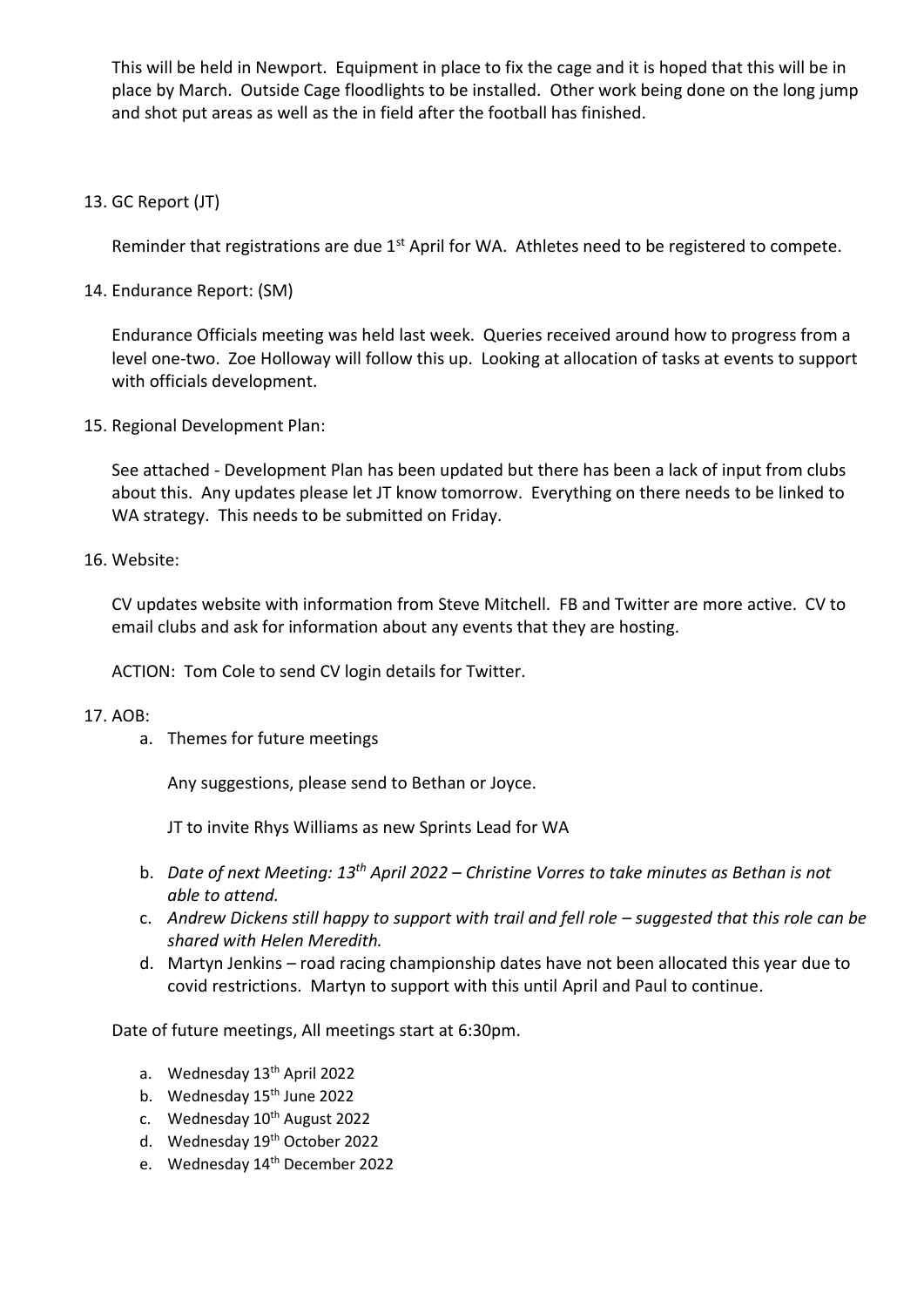This will be held in Newport. Equipment in place to fix the cage and it is hoped that this will be in place by March. Outside Cage floodlights to be installed. Other work being done on the long jump and shot put areas as well as the in field after the football has finished.

13. GC Report (JT)

    Reminder that registrations are due 1st April for WA. Athletes need to be registered to compete.

14. Endurance Report: (SM)

    Endurance Officials meeting was held last week. Queries received around how to progress from a level one-two. Zoe Holloway will follow this up. Looking at allocation of tasks at events to support with officials development.

15. Regional Development Plan:

    See attached - Development Plan has been updated but there has been a lack of input from clubs about this. Any updates please let JT know tomorrow. Everything on there needs to be linked to WA strategy. This needs to be submitted on Friday.

16. Website:

    CV updates website with information from Steve Mitchell. FB and Twitter are more active. CV to email clubs and ask for information about any events that they are hosting.

    ACTION: Tom Cole to send CV login details for Twitter.

17. AOB:
    a. Themes for future meetings

       Any suggestions, please send to Bethan or Joyce.

       JT to invite Rhys Williams as new Sprints Lead for WA

    b. *Date of next Meeting: 13th April 2022 – Christine Vorres to take minutes as Bethan is not able to attend.*
    c. *Andrew Dickens still happy to support with trail and fell role – suggested that this role can be shared with Helen Meredith.*
    d. Martyn Jenkins – road racing championship dates have not been allocated this year due to covid restrictions. Martyn to support with this until April and Paul to continue.

Date of future meetings, All meetings start at 6:30pm.

a. Wednesday 13th April 2022
b. Wednesday 15th June 2022
c. Wednesday 10th August 2022
d. Wednesday 19th October 2022
e. Wednesday 14th December 2022